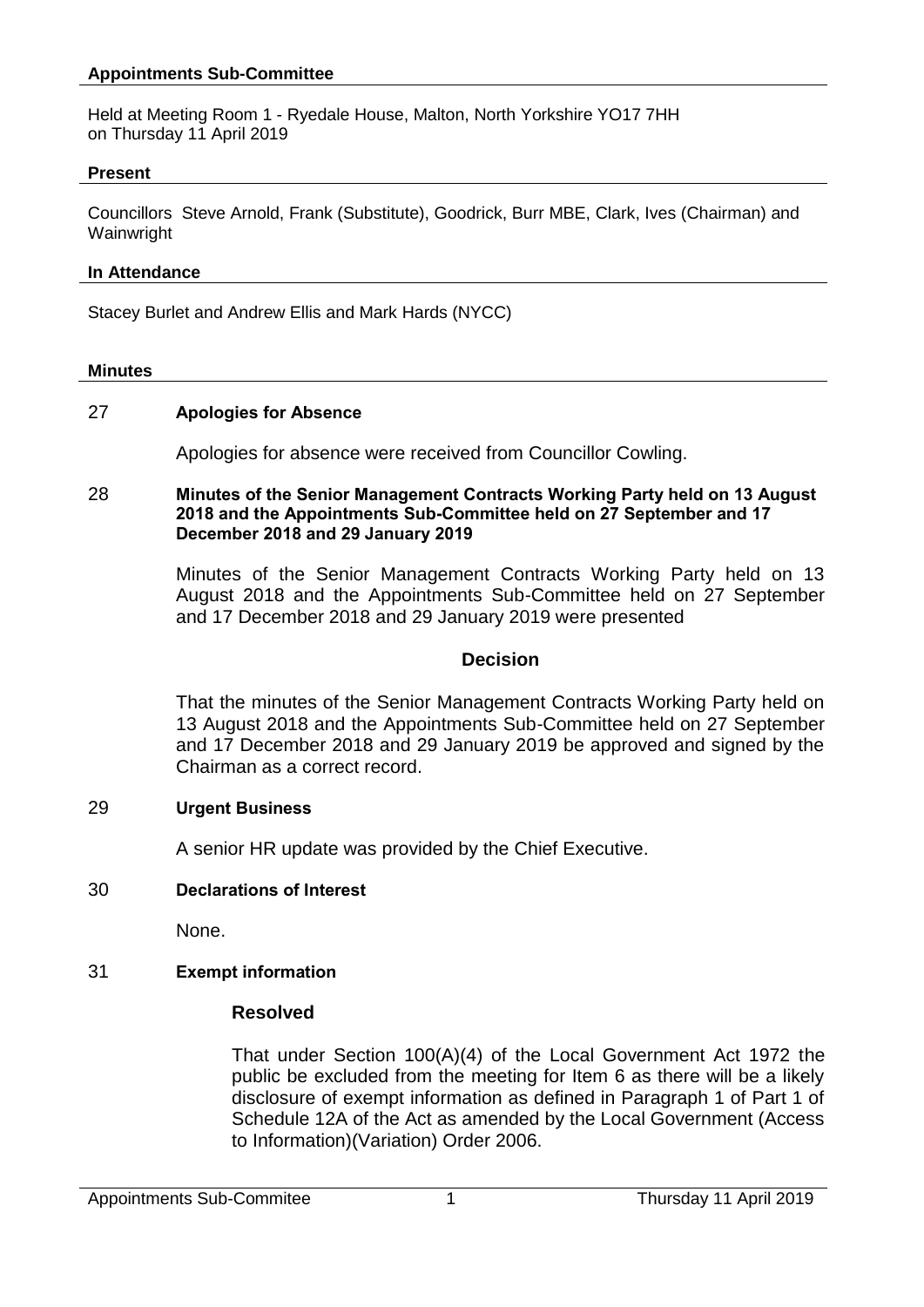## Appointments Sub-Committee

Held at Meeting Room 1 - Ryedale House, Malton, North Yorkshire YO17 7HH
on Thursday 11 April 2019

### Present

Councillors Steve Arnold, Frank (Substitute), Goodrick, Burr MBE, Clark, Ives (Chairman) and Wainwright

### In Attendance

Stacey Burlet and Andrew Ellis and Mark Hards (NYCC)

### Minutes

**27 Apologies for Absence**

Apologies for absence were received from Councillor Cowling.

**28 Minutes of the Senior Management Contracts Working Party held on 13 August 2018 and the Appointments Sub-Committee held on 27 September and 17 December 2018 and 29 January 2019**

Minutes of the Senior Management Contracts Working Party held on 13 August 2018 and the Appointments Sub-Committee held on 27 September and 17 December 2018 and 29 January 2019 were presented

**Decision**

That the minutes of the Senior Management Contracts Working Party held on 13 August 2018 and the Appointments Sub-Committee held on 27 September and 17 December 2018 and 29 January 2019 be approved and signed by the Chairman as a correct record.

**29 Urgent Business**

A senior HR update was provided by the Chief Executive.

**30 Declarations of Interest**

None.

**31 Exempt information**

**Resolved**

That under Section 100(A)(4) of the Local Government Act 1972 the public be excluded from the meeting for Item 6 as there will be a likely disclosure of exempt information as defined in Paragraph 1 of Part 1 of Schedule 12A of the Act as amended by the Local Government (Access to Information)(Variation) Order 2006.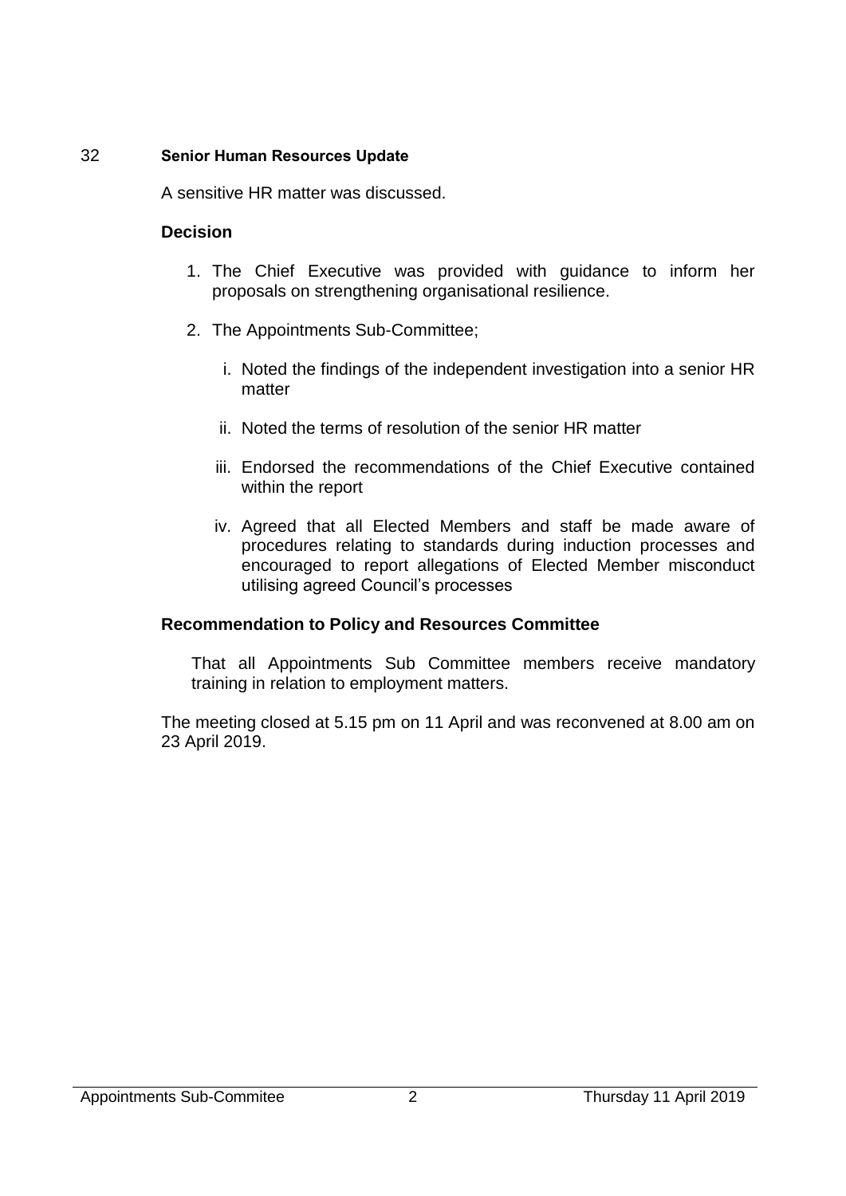## 32 Senior Human Resources Update

A sensitive HR matter was discussed.

**Decision**

1. The Chief Executive was provided with guidance to inform her proposals on strengthening organisational resilience.

2. The Appointments Sub-Committee;

   i. Noted the findings of the independent investigation into a senior HR matter

   ii. Noted the terms of resolution of the senior HR matter

   iii. Endorsed the recommendations of the Chief Executive contained within the report

   iv. Agreed that all Elected Members and staff be made aware of procedures relating to standards during induction processes and encouraged to report allegations of Elected Member misconduct utilising agreed Council's processes

**Recommendation to Policy and Resources Committee**

That all Appointments Sub Committee members receive mandatory training in relation to employment matters.

The meeting closed at 5.15 pm on 11 April and was reconvened at 8.00 am on 23 April 2019.